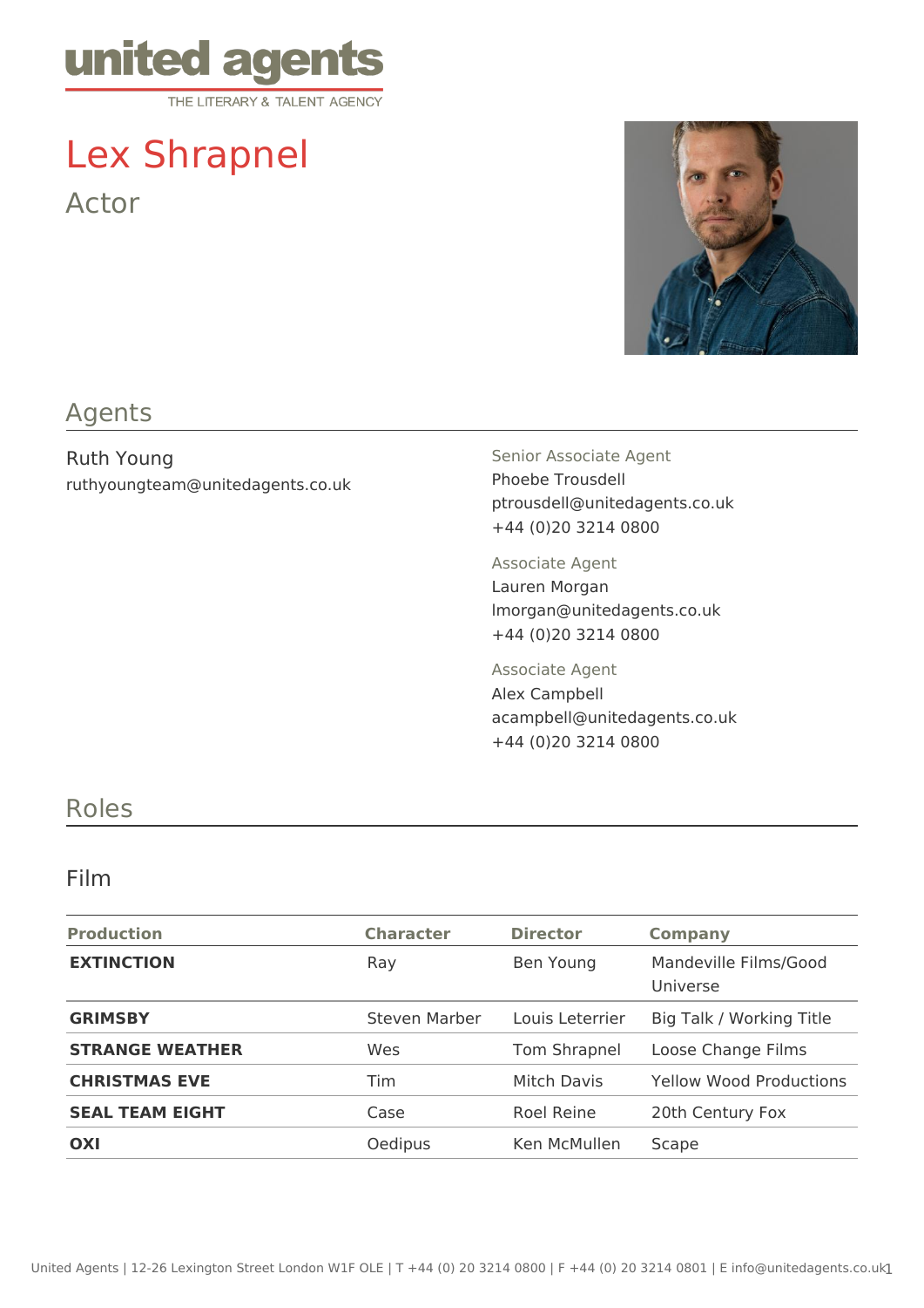united agents
THE LITERARY & TALENT AGENCY

# Lex Shrapnel

Actor

## Agents

Ruth Young
ruthyoungteam@unitedagents.co.uk

Senior Associate Agent
Phoebe Trousdell
ptrousdell@unitedagents.co.uk
+44 (0)20 3214 0800

Associate Agent
Lauren Morgan
lmorgan@unitedagents.co.uk
+44 (0)20 3214 0800

Associate Agent
Alex Campbell
acampbell@unitedagents.co.uk
+44 (0)20 3214 0800

## Roles

### Film

| Production | Character | Director | Company |
|---|---|---|---|
| **EXTINCTION** | Ray | Ben Young | Mandeville Films/Good Universe |
| **GRIMSBY** | Steven Marber | Louis Leterrier | Big Talk / Working Title |
| **STRANGE WEATHER** | Wes | Tom Shrapnel | Loose Change Films |
| **CHRISTMAS EVE** | Tim | Mitch Davis | Yellow Wood Productions |
| **SEAL TEAM EIGHT** | Case | Roel Reine | 20th Century Fox |
| **OXI** | Oedipus | Ken McMullen | Scape |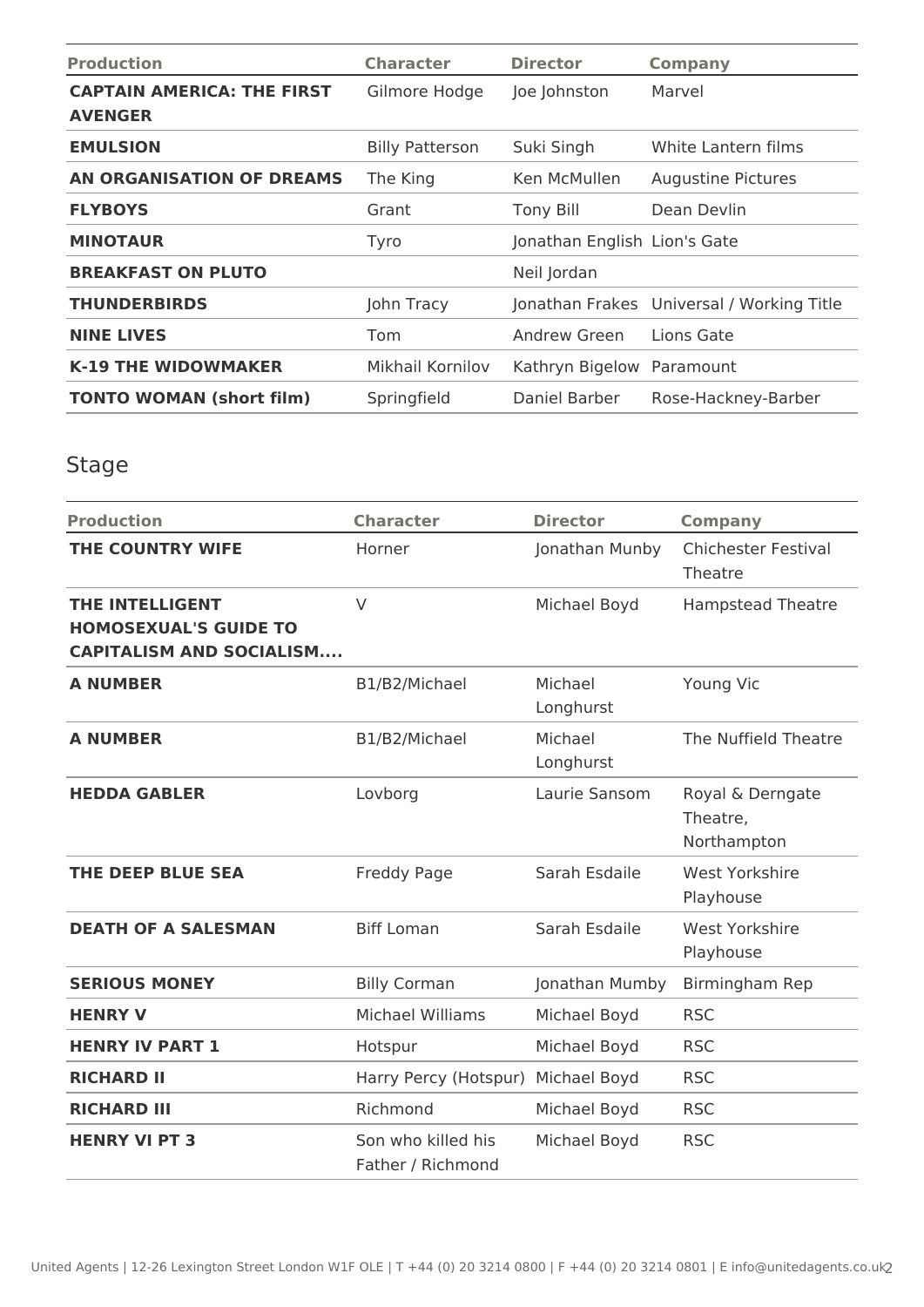| Production | Character | Director | Company |
|---|---|---|---|
| **CAPTAIN AMERICA: THE FIRST AVENGER** | Gilmore Hodge | Joe Johnston | Marvel |
| **EMULSION** | Billy Patterson | Suki Singh | White Lantern films |
| **AN ORGANISATION OF DREAMS** | The King | Ken McMullen | Augustine Pictures |
| **FLYBOYS** | Grant | Tony Bill | Dean Devlin |
| **MINOTAUR** | Tyro | Jonathan English | Lion's Gate |
| **BREAKFAST ON PLUTO** | | Neil Jordan | |
| **THUNDERBIRDS** | John Tracy | Jonathan Frakes | Universal / Working Title |
| **NINE LIVES** | Tom | Andrew Green | Lions Gate |
| **K-19 THE WIDOWMAKER** | Mikhail Kornilov | Kathryn Bigelow | Paramount |
| **TONTO WOMAN (short film)** | Springfield | Daniel Barber | Rose-Hackney-Barber |

## Stage

| Production | Character | Director | Company |
|---|---|---|---|
| **THE COUNTRY WIFE** | Horner | Jonathan Munby | Chichester Festival Theatre |
| **THE INTELLIGENT HOMOSEXUAL'S GUIDE TO CAPITALISM AND SOCIALISM....** | V | Michael Boyd | Hampstead Theatre |
| **A NUMBER** | B1/B2/Michael | Michael Longhurst | Young Vic |
| **A NUMBER** | B1/B2/Michael | Michael Longhurst | The Nuffield Theatre |
| **HEDDA GABLER** | Lovborg | Laurie Sansom | Royal & Derngate Theatre, Northampton |
| **THE DEEP BLUE SEA** | Freddy Page | Sarah Esdaile | West Yorkshire Playhouse |
| **DEATH OF A SALESMAN** | Biff Loman | Sarah Esdaile | West Yorkshire Playhouse |
| **SERIOUS MONEY** | Billy Corman | Jonathan Mumby | Birmingham Rep |
| **HENRY V** | Michael Williams | Michael Boyd | RSC |
| **HENRY IV PART 1** | Hotspur | Michael Boyd | RSC |
| **RICHARD II** | Harry Percy (Hotspur) | Michael Boyd | RSC |
| **RICHARD III** | Richmond | Michael Boyd | RSC |
| **HENRY VI PT 3** | Son who killed his Father / Richmond | Michael Boyd | RSC |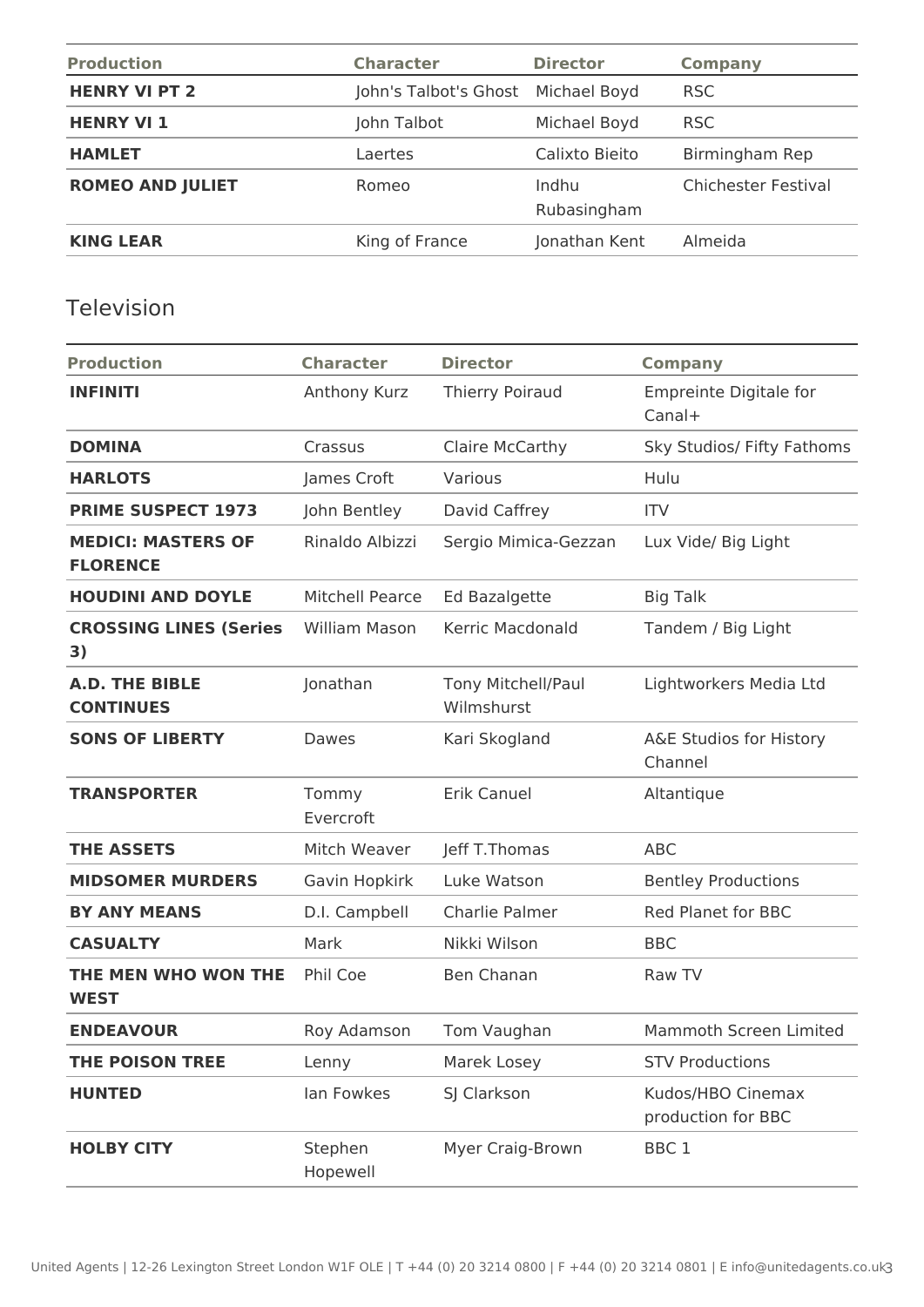| Production | Character | Director | Company |
| --- | --- | --- | --- |
| **HENRY VI PT 2** | John's Talbot's Ghost | Michael Boyd | RSC |
| **HENRY VI 1** | John Talbot | Michael Boyd | RSC |
| **HAMLET** | Laertes | Calixto Bieito | Birmingham Rep |
| **ROMEO AND JULIET** | Romeo | Indhu Rubasingham | Chichester Festival |
| **KING LEAR** | King of France | Jonathan Kent | Almeida |

## Television

| Production | Character | Director | Company |
| --- | --- | --- | --- |
| **INFINITI** | Anthony Kurz | Thierry Poiraud | Empreinte Digitale for Canal+ |
| **DOMINA** | Crassus | Claire McCarthy | Sky Studios/ Fifty Fathoms |
| **HARLOTS** | James Croft | Various | Hulu |
| **PRIME SUSPECT 1973** | John Bentley | David Caffrey | ITV |
| **MEDICI: MASTERS OF FLORENCE** | Rinaldo Albizzi | Sergio Mimica-Gezzan | Lux Vide/ Big Light |
| **HOUDINI AND DOYLE** | Mitchell Pearce | Ed Bazalgette | Big Talk |
| **CROSSING LINES (Series 3)** | William Mason | Kerric Macdonald | Tandem / Big Light |
| **A.D. THE BIBLE CONTINUES** | Jonathan | Tony Mitchell/Paul Wilmshurst | Lightworkers Media Ltd |
| **SONS OF LIBERTY** | Dawes | Kari Skogland | A&E Studios for History Channel |
| **TRANSPORTER** | Tommy Evercroft | Erik Canuel | Altantique |
| **THE ASSETS** | Mitch Weaver | Jeff T.Thomas | ABC |
| **MIDSOMER MURDERS** | Gavin Hopkirk | Luke Watson | Bentley Productions |
| **BY ANY MEANS** | D.I. Campbell | Charlie Palmer | Red Planet for BBC |
| **CASUALTY** | Mark | Nikki Wilson | BBC |
| **THE MEN WHO WON THE WEST** | Phil Coe | Ben Chanan | Raw TV |
| **ENDEAVOUR** | Roy Adamson | Tom Vaughan | Mammoth Screen Limited |
| **THE POISON TREE** | Lenny | Marek Losey | STV Productions |
| **HUNTED** | Ian Fowkes | SJ Clarkson | Kudos/HBO Cinemax production for BBC |
| **HOLBY CITY** | Stephen Hopewell | Myer Craig-Brown | BBC 1 |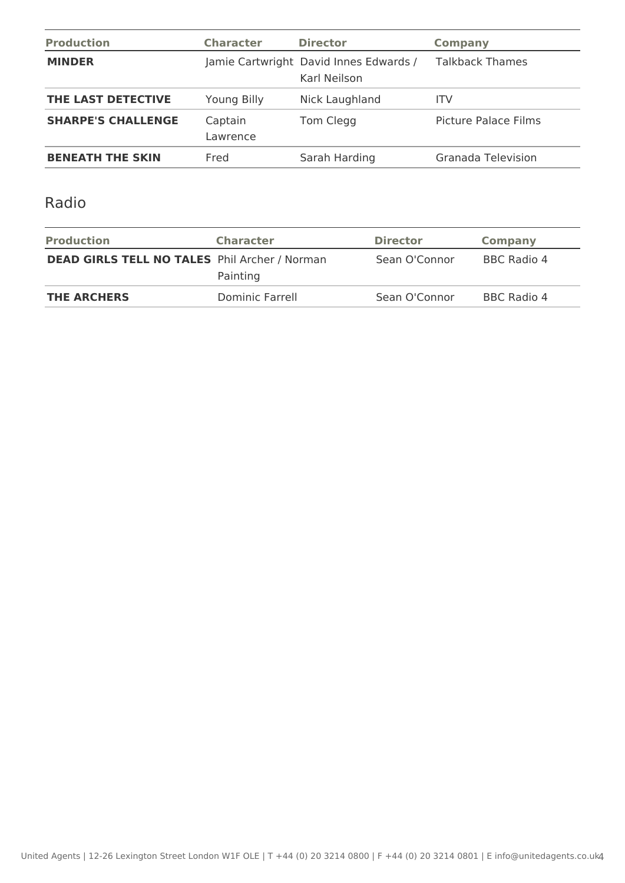| Production | Character | Director | Company |
|---|---|---|---|
| **MINDER** | Jamie Cartwright | David Innes Edwards / Karl Neilson | Talkback Thames |
| **THE LAST DETECTIVE** | Young Billy | Nick Laughland | ITV |
| **SHARPE'S CHALLENGE** | Captain Lawrence | Tom Clegg | Picture Palace Films |
| **BENEATH THE SKIN** | Fred | Sarah Harding | Granada Television |

## Radio

| Production | Character | Director | Company |
|---|---|---|---|
| **DEAD GIRLS TELL NO TALES** | Phil Archer / Norman Painting | Sean O'Connor | BBC Radio 4 |
| **THE ARCHERS** | Dominic Farrell | Sean O'Connor | BBC Radio 4 |